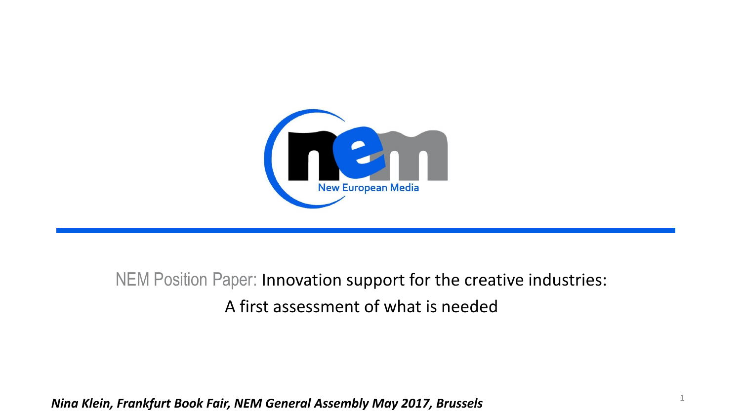New European Media

# NEM Position Paper: Innovation support for the creative industries: A first assessment of what is needed

***Nina Klein, Frankfurt Book Fair, NEM General Assembly May 2017, Brussels***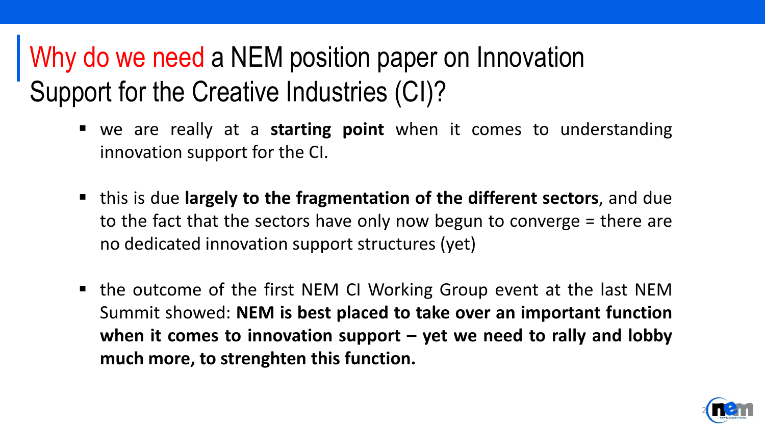# Why do we need a NEM position paper on Innovation Support for the Creative Industries (CI)?

- we are really at a **starting point** when it comes to understanding innovation support for the CI.
- this is due **largely to the fragmentation of the different sectors**, and due to the fact that the sectors have only now begun to converge = there are no dedicated innovation support structures (yet)
- the outcome of the first NEM CI Working Group event at the last NEM Summit showed: **NEM is best placed to take over an important function when it comes to innovation support – yet we need to rally and lobby much more, to strenghten this function.**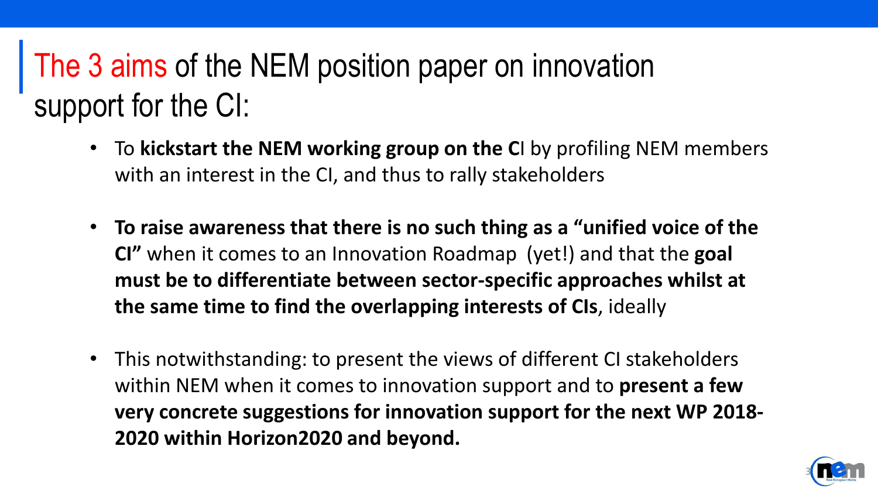# The 3 aims of the NEM position paper on innovation support for the CI:

- To **kickstart the NEM working group on the CI** by profiling NEM members with an interest in the CI, and thus to rally stakeholders
- **To raise awareness that there is no such thing as a "unified voice of the CI"** when it comes to an Innovation Roadmap (yet!) and that the **goal must be to differentiate between sector-specific approaches whilst at the same time to find the overlapping interests of CIs**, ideally
- This notwithstanding: to present the views of different CI stakeholders within NEM when it comes to innovation support and to **present a few very concrete suggestions for innovation support for the next WP 2018-2020 within Horizon2020 and beyond.**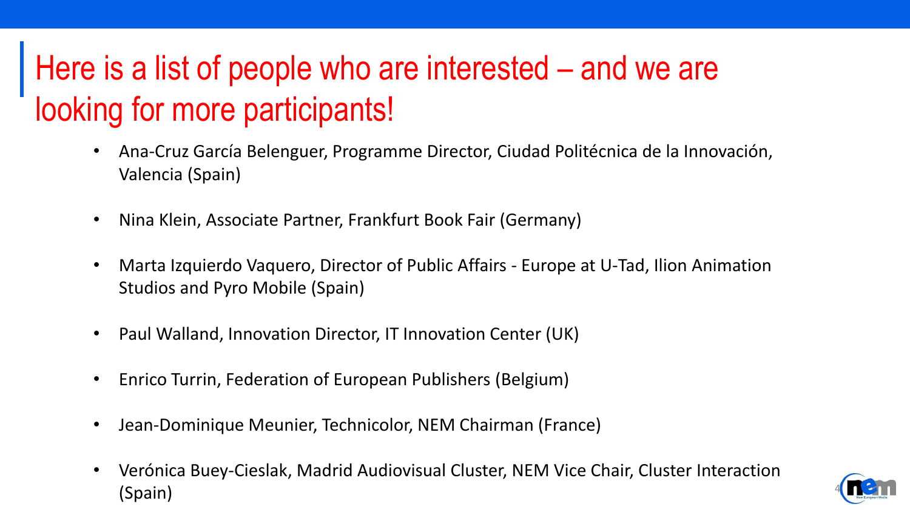# Here is a list of people who are interested – and we are looking for more participants!

- Ana-Cruz García Belenguer, Programme Director, Ciudad Politécnica de la Innovación, Valencia (Spain)
- Nina Klein, Associate Partner, Frankfurt Book Fair (Germany)
- Marta Izquierdo Vaquero, Director of Public Affairs - Europe at U-Tad, Ilion Animation Studios and Pyro Mobile (Spain)
- Paul Walland, Innovation Director, IT Innovation Center (UK)
- Enrico Turrin, Federation of European Publishers (Belgium)
- Jean-Dominique Meunier, Technicolor, NEM Chairman (France)
- Verónica Buey-Cieslak, Madrid Audiovisual Cluster, NEM Vice Chair, Cluster Interaction (Spain)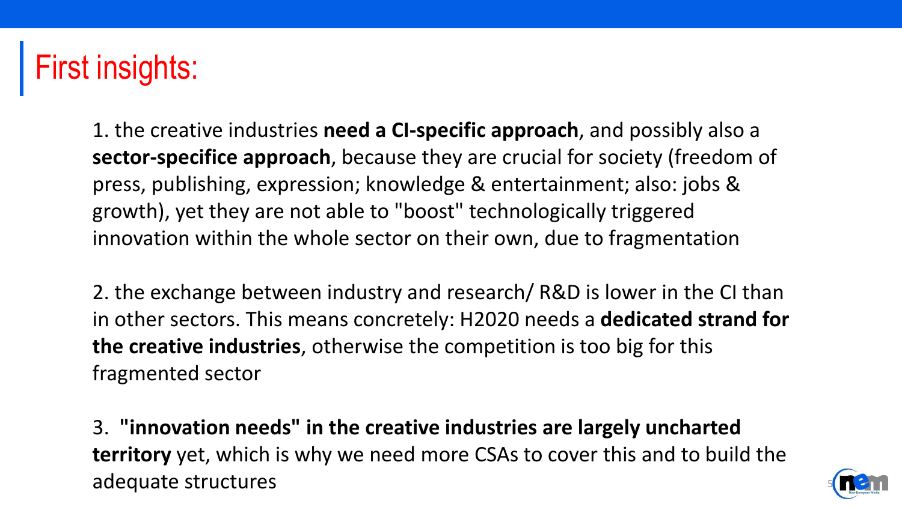# First insights:

1. the creative industries **need a CI-specific approach**, and possibly also a **sector-specifice approach**, because they are crucial for society (freedom of press, publishing, expression; knowledge & entertainment; also: jobs & growth), yet they are not able to "boost" technologically triggered innovation within the whole sector on their own, due to fragmentation

2. the exchange between industry and research/ R&D is lower in the CI than in other sectors. This means concretely: H2020 needs a **dedicated strand for the creative industries**, otherwise the competition is too big for this fragmented sector

3. **"innovation needs" in the creative industries are largely uncharted territory** yet, which is why we need more CSAs to cover this and to build the adequate structures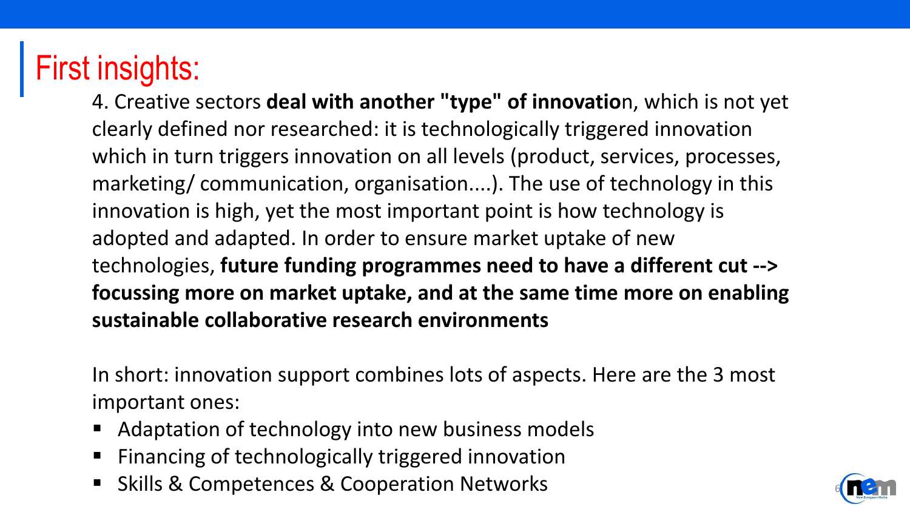# First insights:

4. Creative sectors **deal with another "type" of innovatio**n, which is not yet clearly defined nor researched: it is technologically triggered innovation which in turn triggers innovation on all levels (product, services, processes, marketing/ communication, organisation....). The use of technology in this innovation is high, yet the most important point is how technology is adopted and adapted. In order to ensure market uptake of new technologies, **future funding programmes need to have a different cut --> focussing more on market uptake, and at the same time more on enabling sustainable collaborative research environments**

In short: innovation support combines lots of aspects. Here are the 3 most important ones:

- Adaptation of technology into new business models
- Financing of technologically triggered innovation
- Skills & Competences & Cooperation Networks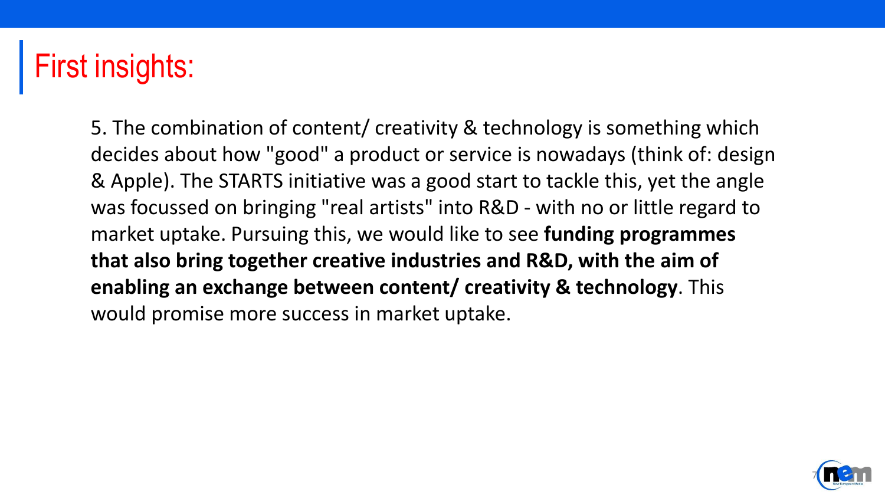# First insights:

5. The combination of content/ creativity & technology is something which decides about how "good" a product or service is nowadays (think of: design & Apple). The STARTS initiative was a good start to tackle this, yet the angle was focussed on bringing "real artists" into R&D - with no or little regard to market uptake. Pursuing this, we would like to see **funding programmes that also bring together creative industries and R&D, with the aim of enabling an exchange between content/ creativity & technology**. This would promise more success in market uptake.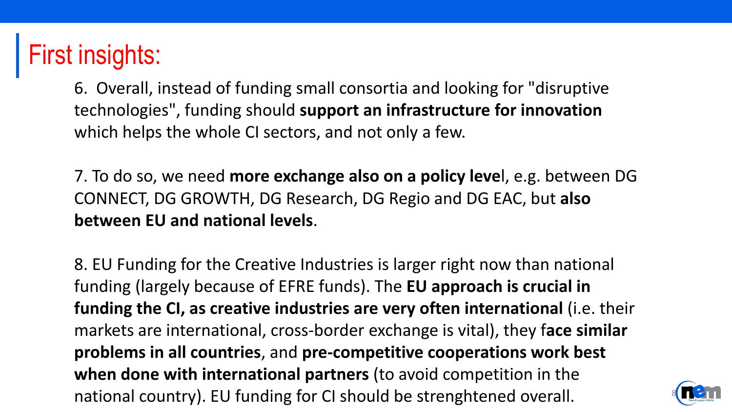# First insights:

6. Overall, instead of funding small consortia and looking for "disruptive technologies", funding should **support an infrastructure for innovation** which helps the whole CI sectors, and not only a few.

7. To do so, we need **more exchange also on a policy leve**l, e.g. between DG CONNECT, DG GROWTH, DG Research, DG Regio and DG EAC, but **also between EU and national levels**.

8. EU Funding for the Creative Industries is larger right now than national funding (largely because of EFRE funds). The **EU approach is crucial in funding the CI, as creative industries are very often international** (i.e. their markets are international, cross-border exchange is vital), they f**ace similar problems in all countries**, and **pre-competitive cooperations work best when done with international partners** (to avoid competition in the national country). EU funding for CI should be strenghtened overall.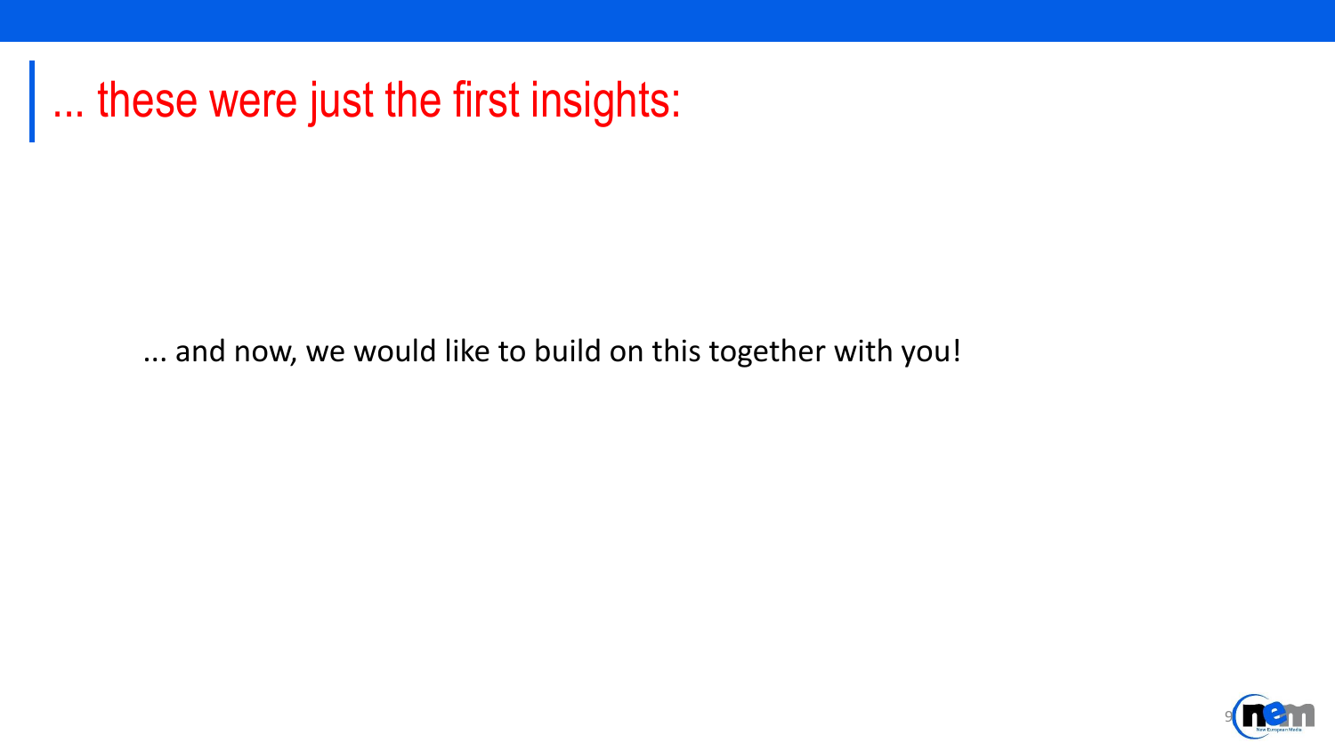# ... these were just the first insights:

... and now, we would like to build on this together with you!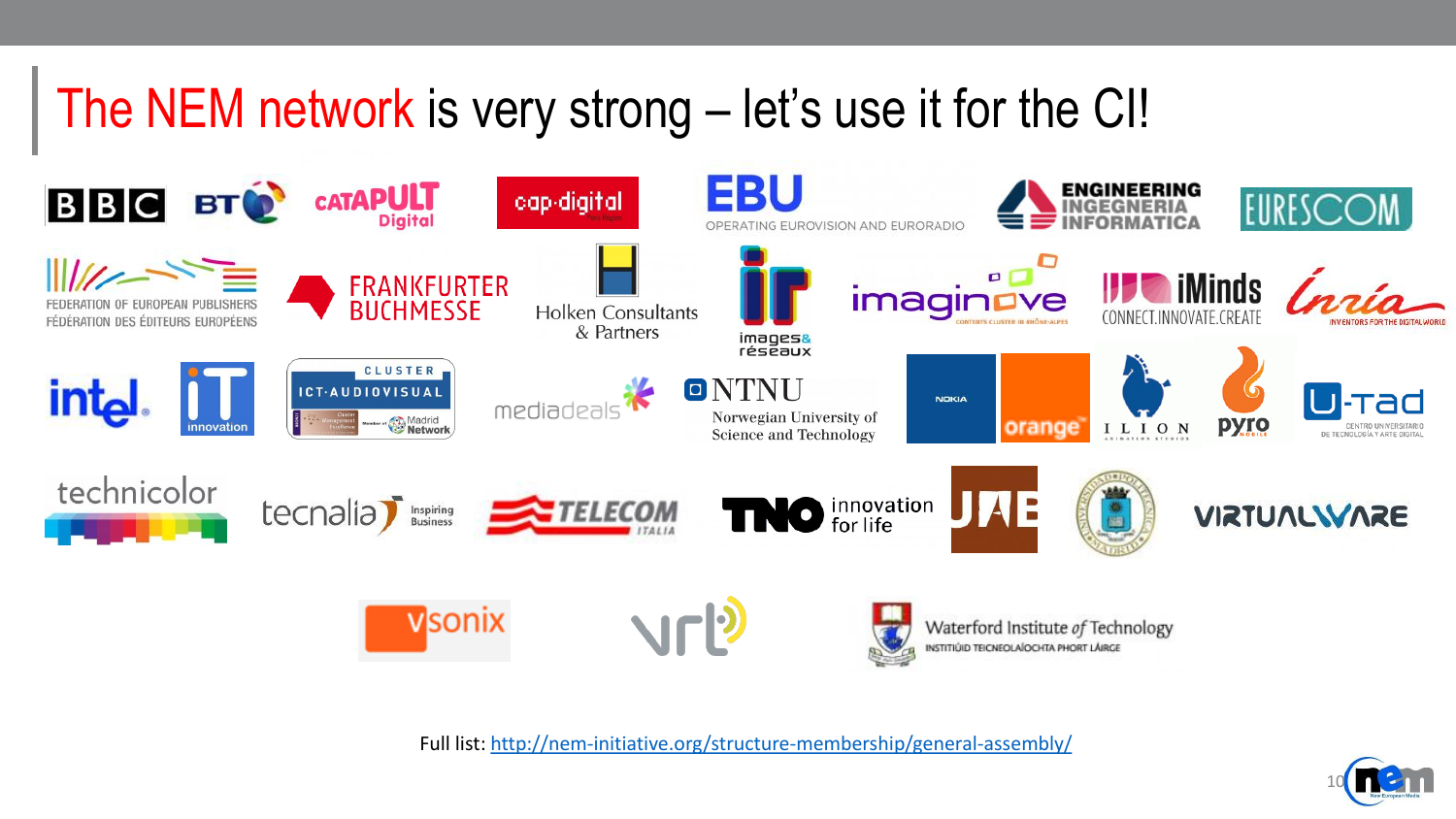# The NEM network is very strong – let's use it for the CI!

BBC · BT · CATAPULT Digital · cap·digital · EBU OPERATING EUROVISION AND EURORADIO · ENGINEERING INGEGNERIA INFORMATICA · EURESCOM

FEDERATION OF EUROPEAN PUBLISHERS FÉDÉRATION DES ÉDITEURS EUROPÉENS · FRANKFURTER BUCHMESSE · Holken Consultants & Partners · images & réseaux · imaginove · iMinds CONNECT.INNOVATE.CREATE · Inria INVENTORS FOR THE DIGITAL WORLD

intel · iT innovation · CLUSTER ICT·AUDIOVISUAL Madrid Network · mediadeals · NTNU Norwegian University of Science and Technology · NOKIA · orange · ILION · pyro · U-tad CENTRO UNIVERSITARIO DE TECNOLOGÍA Y ARTE DIGITAL

technicolor · tecnalia Inspiring Business · TELECOM ITALIA · TNO innovation for life · UAB · VIRTUALWARE

vsonix · vrt · Waterford Institute of Technology INSTITIÚID TEICNEOLAÍOCHTA PHORT LÁIRGE

Full list: http://nem-initiative.org/structure-membership/general-assembly/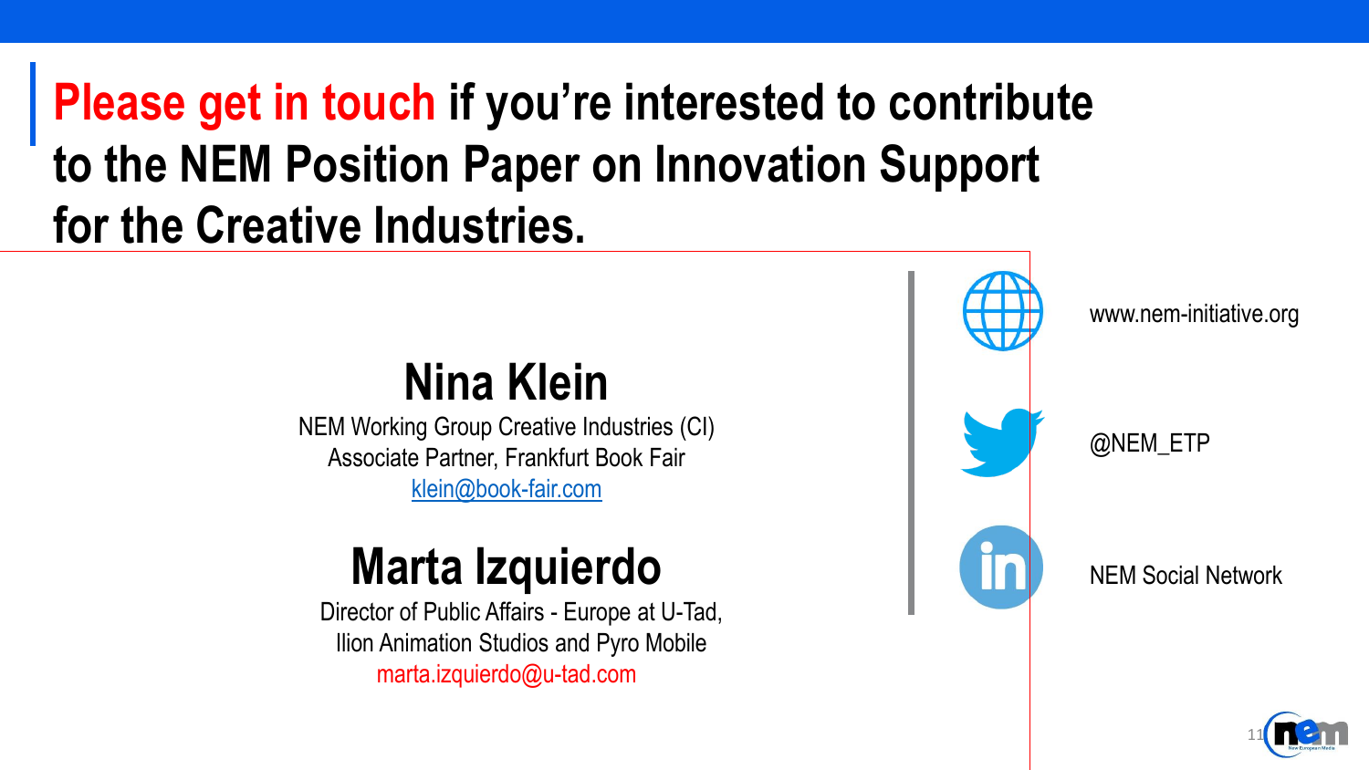# **Please get in touch** if you're interested to contribute to the NEM Position Paper on Innovation Support for the Creative Industries.

## Nina Klein

NEM Working Group Creative Industries (CI)
Associate Partner, Frankfurt Book Fair
klein@book-fair.com

## Marta Izquierdo

Director of Public Affairs - Europe at U-Tad,
Ilion Animation Studios and Pyro Mobile
marta.izquierdo@u-tad.com

www.nem-initiative.org

@NEM_ETP

NEM Social Network